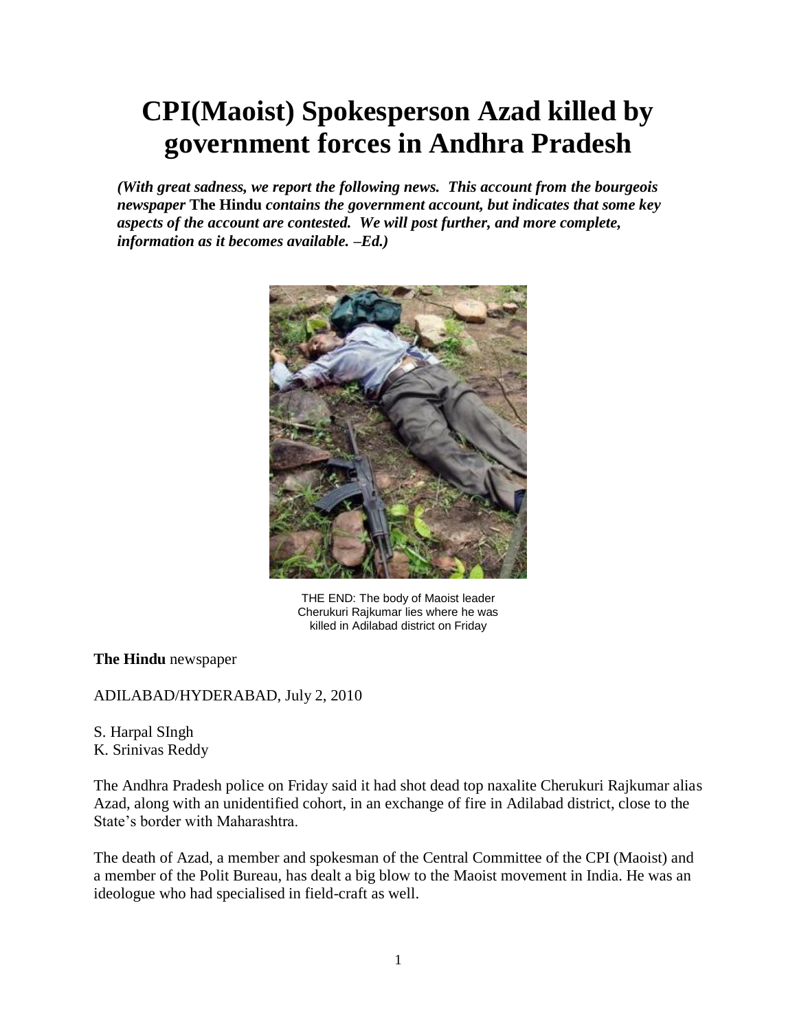# CPI(Maoist) Spokesperson Azad killed by government forces in Andhra Pradesh

***(With great sadness, we report the following news. This account from the bourgeois newspaper* The Hindu *contains the government account, but indicates that some key aspects of the account are contested. We will post further, and more complete, information as it becomes available. –Ed.)***

THE END: The body of Maoist leader Cherukuri Rajkumar lies where he was killed in Adilabad district on Friday

**The Hindu** newspaper

ADILABAD/HYDERABAD, July 2, 2010

S. Harpal SIngh
K. Srinivas Reddy

The Andhra Pradesh police on Friday said it had shot dead top naxalite Cherukuri Rajkumar alias Azad, along with an unidentified cohort, in an exchange of fire in Adilabad district, close to the State's border with Maharashtra.

The death of Azad, a member and spokesman of the Central Committee of the CPI (Maoist) and a member of the Polit Bureau, has dealt a big blow to the Maoist movement in India. He was an ideologue who had specialised in field-craft as well.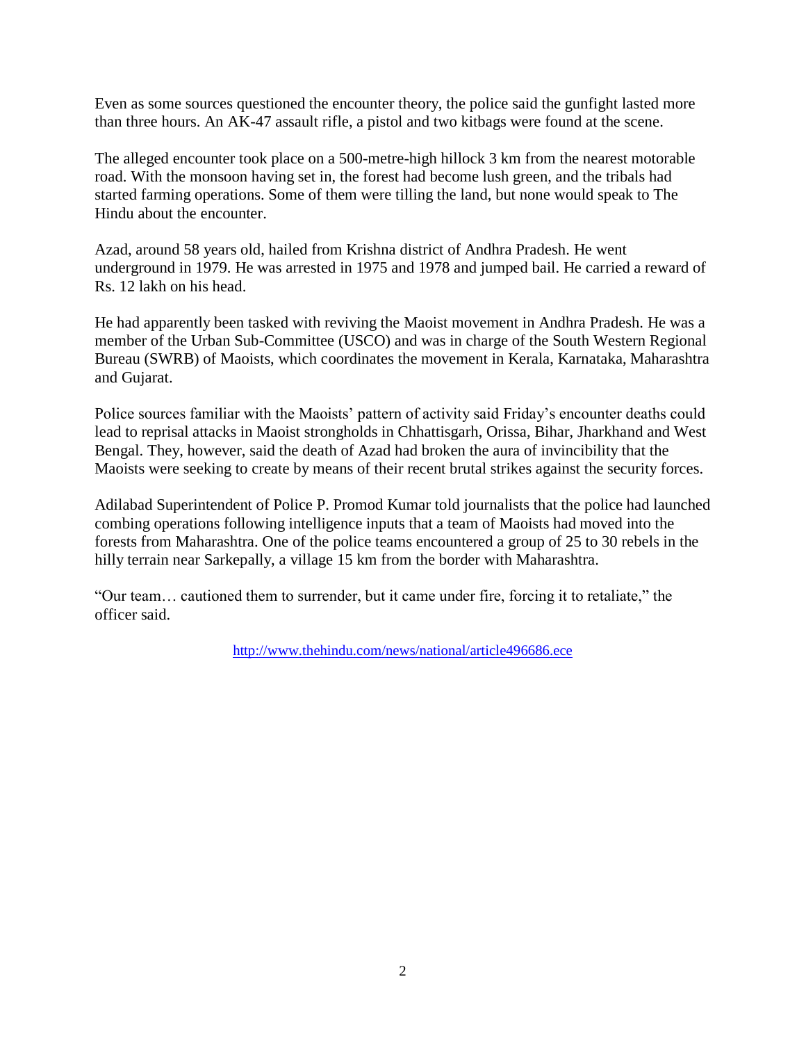Even as some sources questioned the encounter theory, the police said the gunfight lasted more than three hours. An AK-47 assault rifle, a pistol and two kitbags were found at the scene.

The alleged encounter took place on a 500-metre-high hillock 3 km from the nearest motorable road. With the monsoon having set in, the forest had become lush green, and the tribals had started farming operations. Some of them were tilling the land, but none would speak to The Hindu about the encounter.

Azad, around 58 years old, hailed from Krishna district of Andhra Pradesh. He went underground in 1979. He was arrested in 1975 and 1978 and jumped bail. He carried a reward of Rs. 12 lakh on his head.

He had apparently been tasked with reviving the Maoist movement in Andhra Pradesh. He was a member of the Urban Sub-Committee (USCO) and was in charge of the South Western Regional Bureau (SWRB) of Maoists, which coordinates the movement in Kerala, Karnataka, Maharashtra and Gujarat.

Police sources familiar with the Maoists' pattern of activity said Friday's encounter deaths could lead to reprisal attacks in Maoist strongholds in Chhattisgarh, Orissa, Bihar, Jharkhand and West Bengal. They, however, said the death of Azad had broken the aura of invincibility that the Maoists were seeking to create by means of their recent brutal strikes against the security forces.

Adilabad Superintendent of Police P. Promod Kumar told journalists that the police had launched combing operations following intelligence inputs that a team of Maoists had moved into the forests from Maharashtra. One of the police teams encountered a group of 25 to 30 rebels in the hilly terrain near Sarkepally, a village 15 km from the border with Maharashtra.

"Our team… cautioned them to surrender, but it came under fire, forcing it to retaliate," the officer said.

http://www.thehindu.com/news/national/article496686.ece